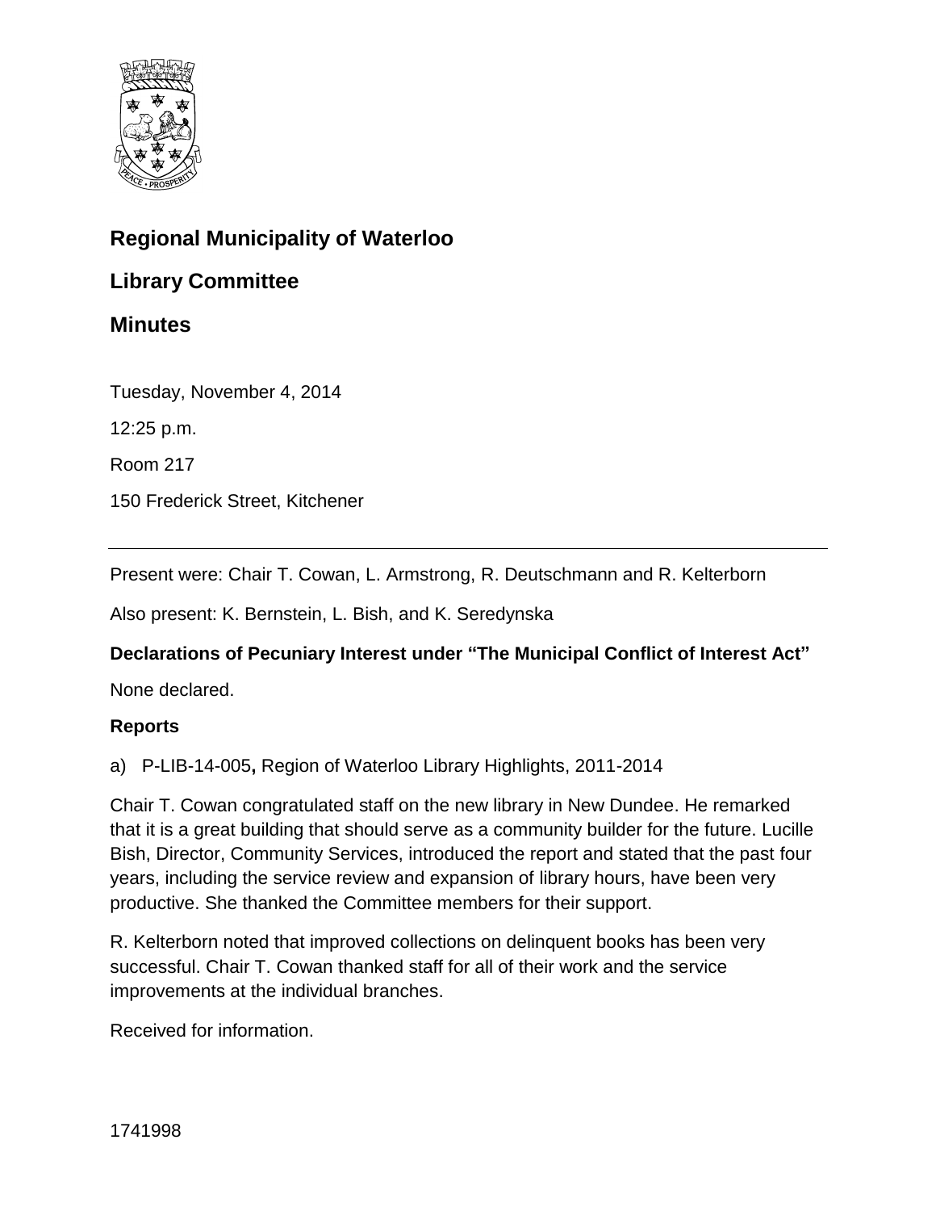# Regional Municipality of Waterloo

## Library Committee

## Minutes

Tuesday, November 4, 2014

12:25 p.m.

Room 217

150 Frederick Street, Kitchener

---

Present were: Chair T. Cowan, L. Armstrong, R. Deutschmann and R. Kelterborn

Also present: K. Bernstein, L. Bish, and K. Seredynska

**Declarations of Pecuniary Interest under "The Municipal Conflict of Interest Act"**

None declared.

**Reports**

a) P-LIB-14-005**,** Region of Waterloo Library Highlights, 2011-2014

Chair T. Cowan congratulated staff on the new library in New Dundee. He remarked that it is a great building that should serve as a community builder for the future. Lucille Bish, Director, Community Services, introduced the report and stated that the past four years, including the service review and expansion of library hours, have been very productive. She thanked the Committee members for their support.

R. Kelterborn noted that improved collections on delinquent books has been very successful. Chair T. Cowan thanked staff for all of their work and the service improvements at the individual branches.

Received for information.

1741998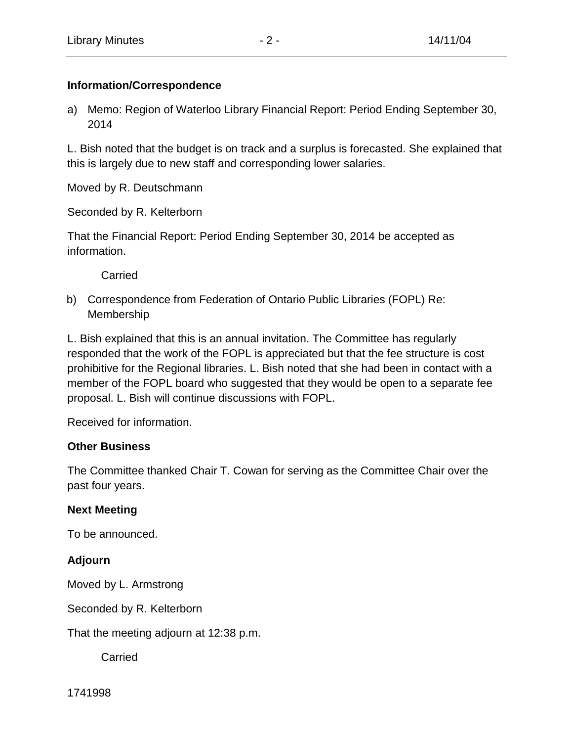## Information/Correspondence

a) Memo: Region of Waterloo Library Financial Report: Period Ending September 30, 2014

L. Bish noted that the budget is on track and a surplus is forecasted. She explained that this is largely due to new staff and corresponding lower salaries.

Moved by R. Deutschmann

Seconded by R. Kelterborn

That the Financial Report: Period Ending September 30, 2014 be accepted as information.

Carried

b) Correspondence from Federation of Ontario Public Libraries (FOPL) Re: Membership

L. Bish explained that this is an annual invitation. The Committee has regularly responded that the work of the FOPL is appreciated but that the fee structure is cost prohibitive for the Regional libraries. L. Bish noted that she had been in contact with a member of the FOPL board who suggested that they would be open to a separate fee proposal. L. Bish will continue discussions with FOPL.

Received for information.

## Other Business

The Committee thanked Chair T. Cowan for serving as the Committee Chair over the past four years.

## Next Meeting

To be announced.

## Adjourn

Moved by L. Armstrong

Seconded by R. Kelterborn

That the meeting adjourn at 12:38 p.m.

Carried

1741998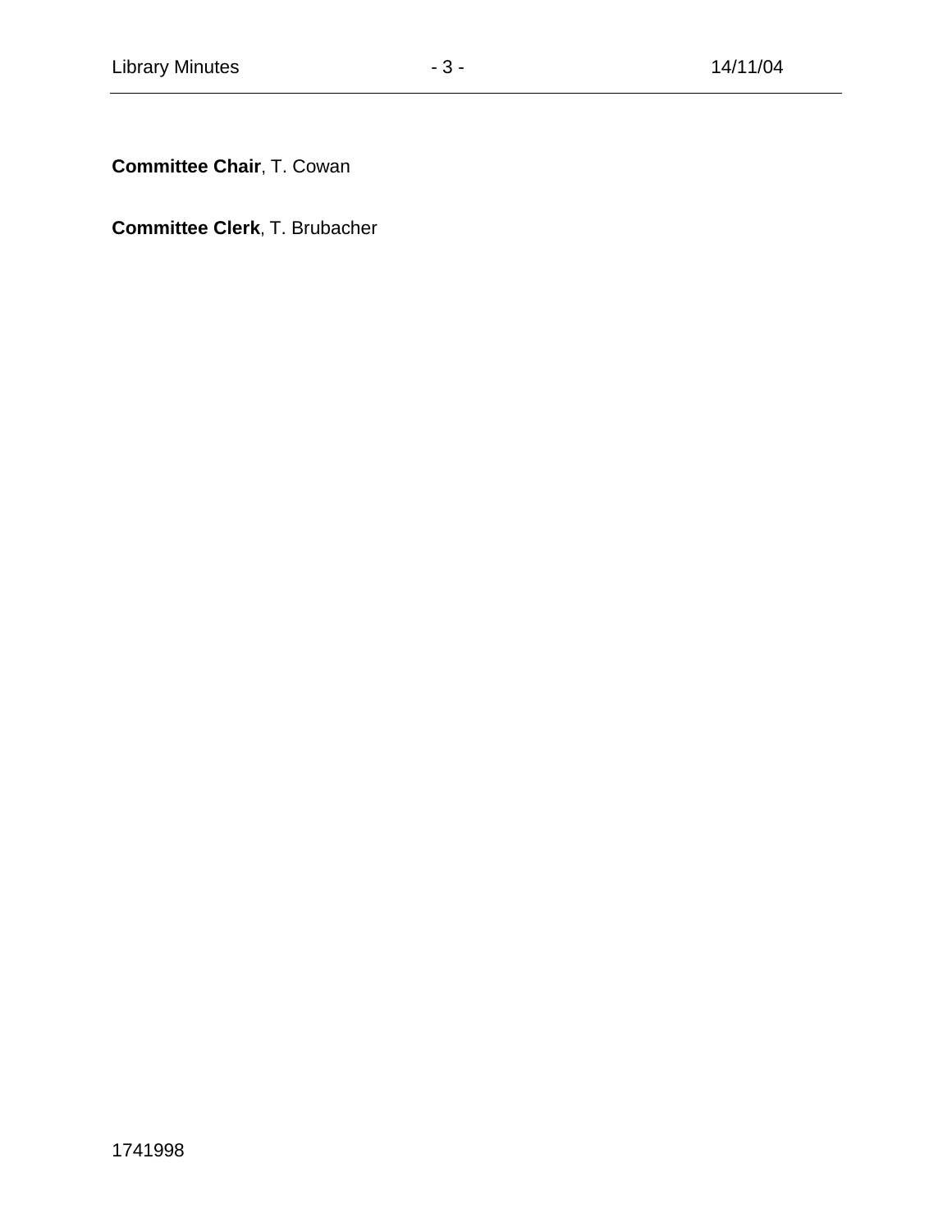**Committee Chair**, T. Cowan

**Committee Clerk**, T. Brubacher